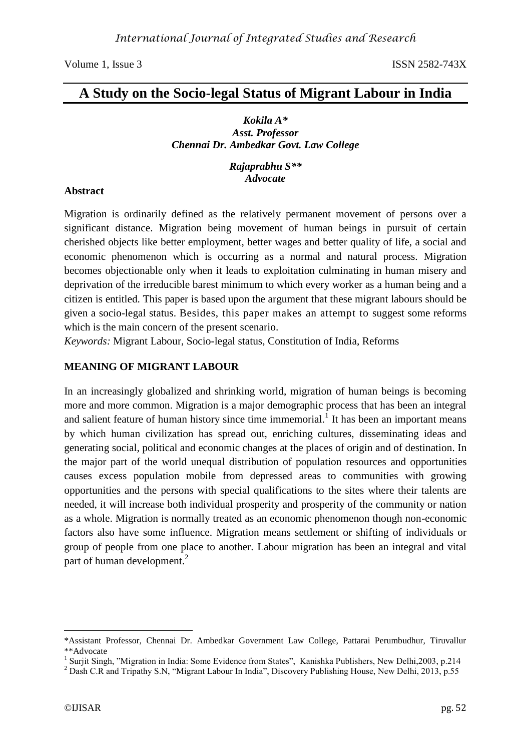# A Study on the Socio-legal Status of Migrant Labour in India

***Kokila A****
***Asst. Professor***
***Chennai Dr. Ambedkar Govt. Law College***

***Rajaprabhu S*****
***Advocate***

**Abstract**

Migration is ordinarily defined as the relatively permanent movement of persons over a significant distance. Migration being movement of human beings in pursuit of certain cherished objects like better employment, better wages and better quality of life, a social and economic phenomenon which is occurring as a normal and natural process. Migration becomes objectionable only when it leads to exploitation culminating in human misery and deprivation of the irreducible barest minimum to which every worker as a human being and a citizen is entitled. This paper is based upon the argument that these migrant labours should be given a socio-legal status. Besides, this paper makes an attempt to suggest some reforms which is the main concern of the present scenario.

*Keywords:* Migrant Labour, Socio-legal status, Constitution of India, Reforms

## MEANING OF MIGRANT LABOUR

In an increasingly globalized and shrinking world, migration of human beings is becoming more and more common. Migration is a major demographic process that has been an integral and salient feature of human history since time immemorial.[1] It has been an important means by which human civilization has spread out, enriching cultures, disseminating ideas and generating social, political and economic changes at the places of origin and of destination. In the major part of the world unequal distribution of population resources and opportunities causes excess population mobile from depressed areas to communities with growing opportunities and the persons with special qualifications to the sites where their talents are needed, it will increase both individual prosperity and prosperity of the community or nation as a whole. Migration is normally treated as an economic phenomenon though non-economic factors also have some influence. Migration means settlement or shifting of individuals or group of people from one place to another. Labour migration has been an integral and vital part of human development.[2]

---

*Assistant Professor, Chennai Dr. Ambedkar Government Law College, Pattarai Perumbudhur, Tiruvallur
**Advocate

[1] Surjit Singh, "Migration in India: Some Evidence from States", Kanishka Publishers, New Delhi,2003, p.214

[2] Dash C.R and Tripathy S.N, "Migrant Labour In India", Discovery Publishing House, New Delhi, 2013, p.55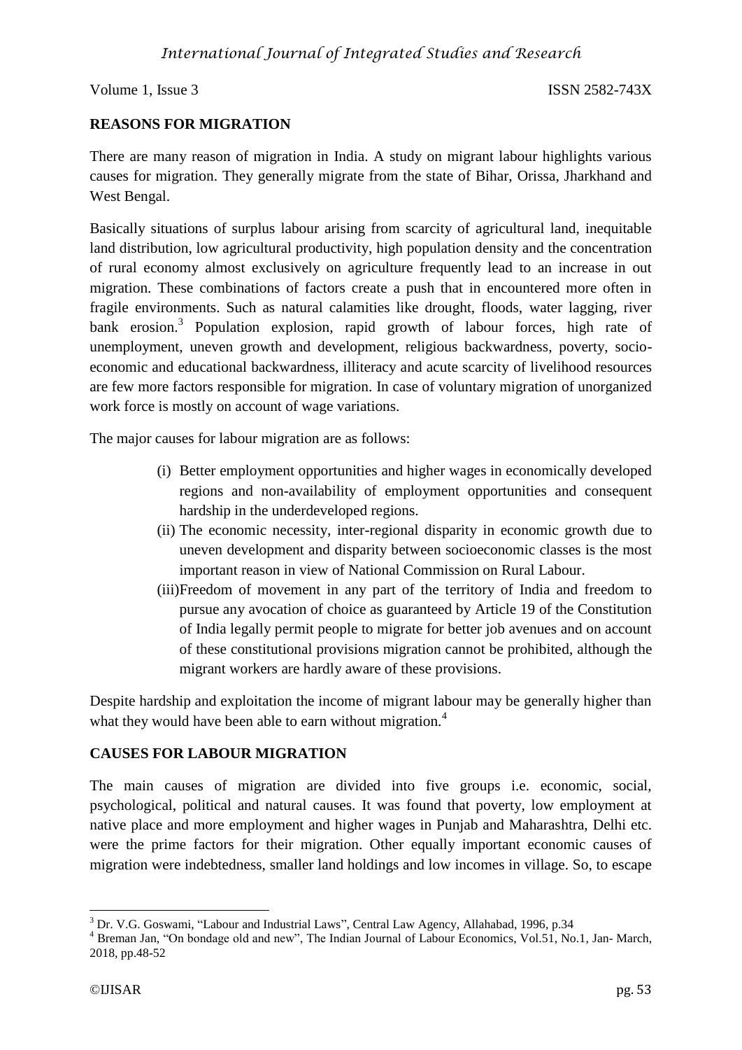## REASONS FOR MIGRATION

There are many reason of migration in India. A study on migrant labour highlights various causes for migration. They generally migrate from the state of Bihar, Orissa, Jharkhand and West Bengal.

Basically situations of surplus labour arising from scarcity of agricultural land, inequitable land distribution, low agricultural productivity, high population density and the concentration of rural economy almost exclusively on agriculture frequently lead to an increase in out migration. These combinations of factors create a push that in encountered more often in fragile environments. Such as natural calamities like drought, floods, water lagging, river bank erosion.[3] Population explosion, rapid growth of labour forces, high rate of unemployment, uneven growth and development, religious backwardness, poverty, socio-economic and educational backwardness, illiteracy and acute scarcity of livelihood resources are few more factors responsible for migration. In case of voluntary migration of unorganized work force is mostly on account of wage variations.

The major causes for labour migration are as follows:

(i) Better employment opportunities and higher wages in economically developed regions and non-availability of employment opportunities and consequent hardship in the underdeveloped regions.

(ii) The economic necessity, inter-regional disparity in economic growth due to uneven development and disparity between socioeconomic classes is the most important reason in view of National Commission on Rural Labour.

(iii) Freedom of movement in any part of the territory of India and freedom to pursue any avocation of choice as guaranteed by Article 19 of the Constitution of India legally permit people to migrate for better job avenues and on account of these constitutional provisions migration cannot be prohibited, although the migrant workers are hardly aware of these provisions.

Despite hardship and exploitation the income of migrant labour may be generally higher than what they would have been able to earn without migration.[4]

## CAUSES FOR LABOUR MIGRATION

The main causes of migration are divided into five groups i.e. economic, social, psychological, political and natural causes. It was found that poverty, low employment at native place and more employment and higher wages in Punjab and Maharashtra, Delhi etc. were the prime factors for their migration. Other equally important economic causes of migration were indebtedness, smaller land holdings and low incomes in village. So, to escape

---

[3] Dr. V.G. Goswami, "Labour and Industrial Laws", Central Law Agency, Allahabad, 1996, p.34

[4] Breman Jan, "On bondage old and new", The Indian Journal of Labour Economics, Vol.51, No.1, Jan- March, 2018, pp.48-52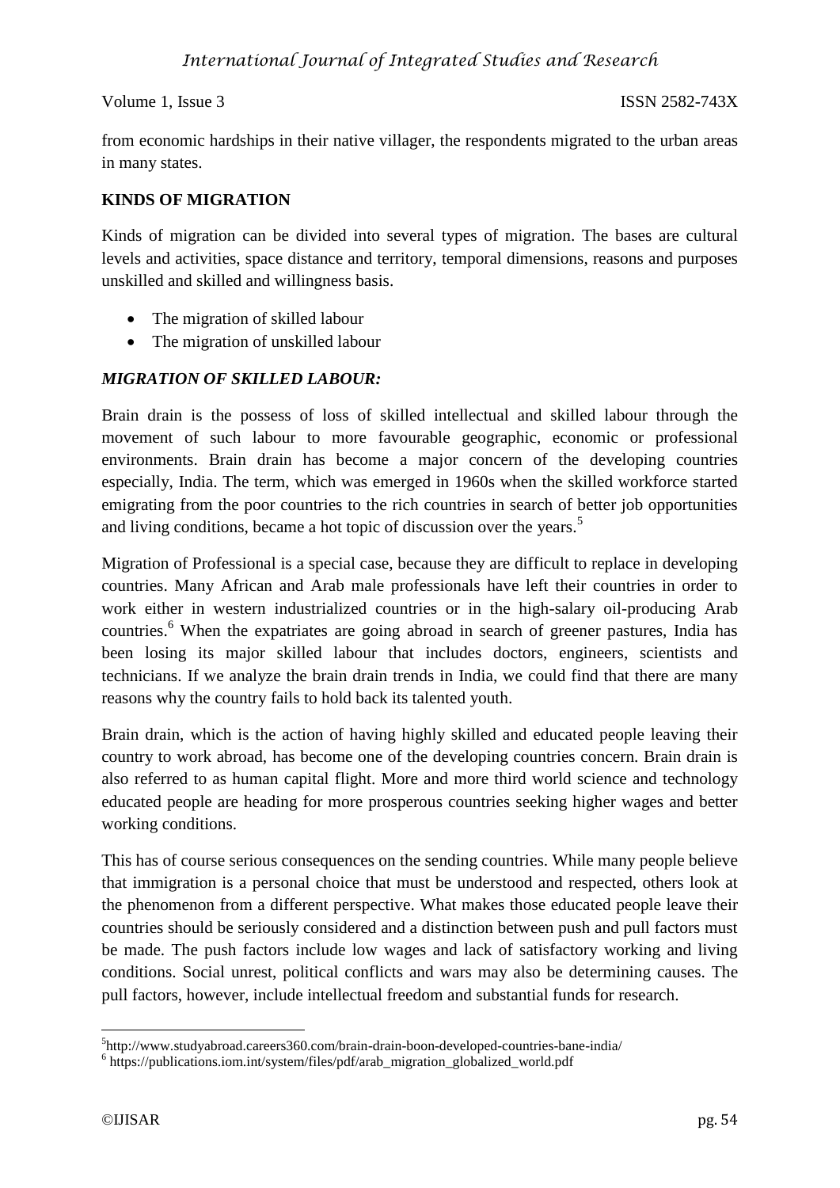from economic hardships in their native villager, the respondents migrated to the urban areas in many states.

## KINDS OF MIGRATION

Kinds of migration can be divided into several types of migration. The bases are cultural levels and activities, space distance and territory, temporal dimensions, reasons and purposes unskilled and skilled and willingness basis.

- The migration of skilled labour
- The migration of unskilled labour

### *MIGRATION OF SKILLED LABOUR:*

Brain drain is the possess of loss of skilled intellectual and skilled labour through the movement of such labour to more favourable geographic, economic or professional environments. Brain drain has become a major concern of the developing countries especially, India. The term, which was emerged in 1960s when the skilled workforce started emigrating from the poor countries to the rich countries in search of better job opportunities and living conditions, became a hot topic of discussion over the years.[5]

Migration of Professional is a special case, because they are difficult to replace in developing countries. Many African and Arab male professionals have left their countries in order to work either in western industrialized countries or in the high-salary oil-producing Arab countries.[6] When the expatriates are going abroad in search of greener pastures, India has been losing its major skilled labour that includes doctors, engineers, scientists and technicians. If we analyze the brain drain trends in India, we could find that there are many reasons why the country fails to hold back its talented youth.

Brain drain, which is the action of having highly skilled and educated people leaving their country to work abroad, has become one of the developing countries concern. Brain drain is also referred to as human capital flight. More and more third world science and technology educated people are heading for more prosperous countries seeking higher wages and better working conditions.

This has of course serious consequences on the sending countries. While many people believe that immigration is a personal choice that must be understood and respected, others look at the phenomenon from a different perspective. What makes those educated people leave their countries should be seriously considered and a distinction between push and pull factors must be made. The push factors include low wages and lack of satisfactory working and living conditions. Social unrest, political conflicts and wars may also be determining causes. The pull factors, however, include intellectual freedom and substantial funds for research.

---

[5] http://www.studyabroad.careers360.com/brain-drain-boon-developed-countries-bane-india/

[6] https://publications.iom.int/system/files/pdf/arab_migration_globalized_world.pdf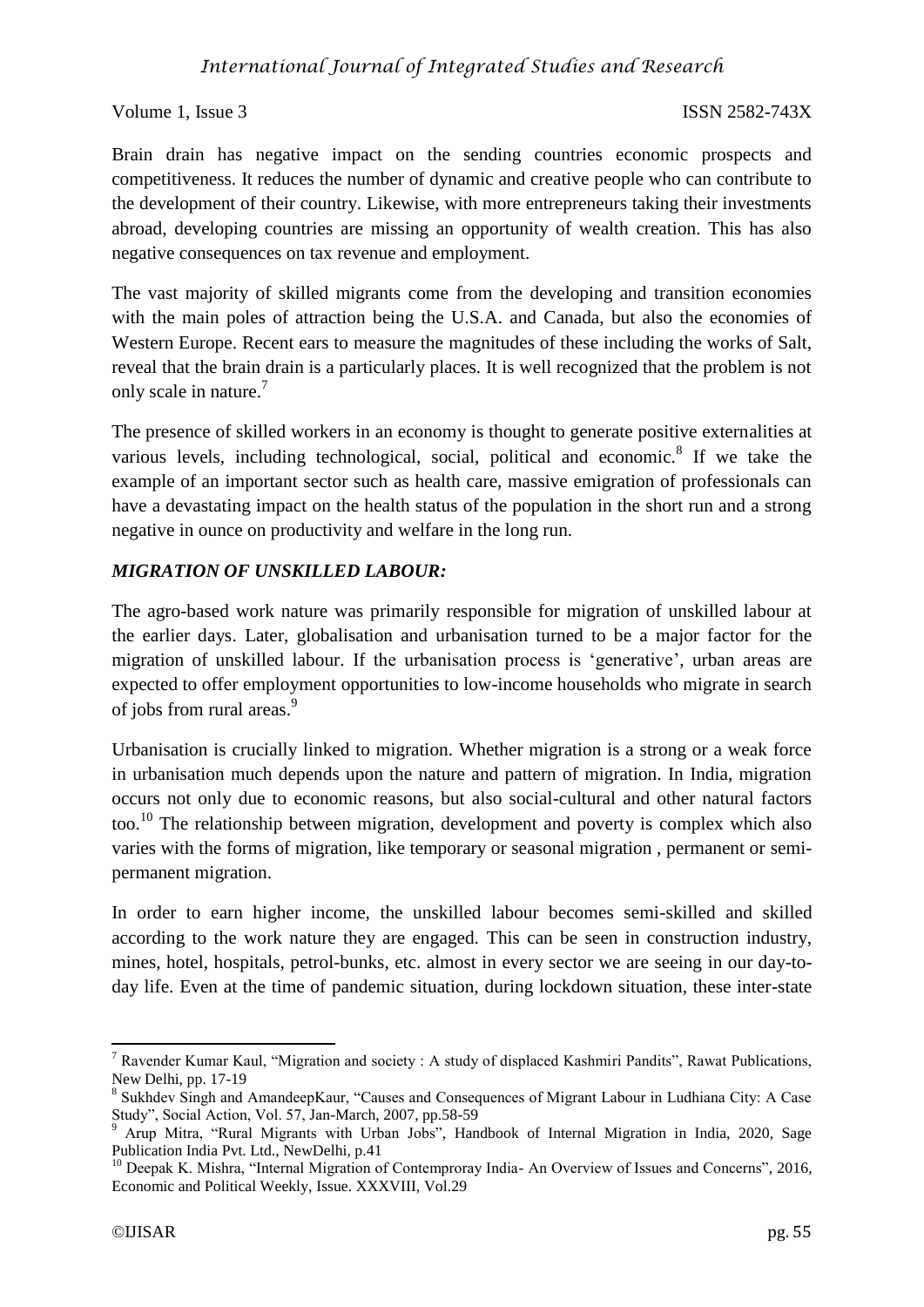Brain drain has negative impact on the sending countries economic prospects and competitiveness. It reduces the number of dynamic and creative people who can contribute to the development of their country. Likewise, with more entrepreneurs taking their investments abroad, developing countries are missing an opportunity of wealth creation. This has also negative consequences on tax revenue and employment.

The vast majority of skilled migrants come from the developing and transition economies with the main poles of attraction being the U.S.A. and Canada, but also the economies of Western Europe. Recent ears to measure the magnitudes of these including the works of Salt, reveal that the brain drain is a particularly places. It is well recognized that the problem is not only scale in nature.[7]

The presence of skilled workers in an economy is thought to generate positive externalities at various levels, including technological, social, political and economic.[8] If we take the example of an important sector such as health care, massive emigration of professionals can have a devastating impact on the health status of the population in the short run and a strong negative in ounce on productivity and welfare in the long run.

### *MIGRATION OF UNSKILLED LABOUR:*

The agro-based work nature was primarily responsible for migration of unskilled labour at the earlier days. Later, globalisation and urbanisation turned to be a major factor for the migration of unskilled labour. If the urbanisation process is 'generative', urban areas are expected to offer employment opportunities to low-income households who migrate in search of jobs from rural areas.[9]

Urbanisation is crucially linked to migration. Whether migration is a strong or a weak force in urbanisation much depends upon the nature and pattern of migration. In India, migration occurs not only due to economic reasons, but also social-cultural and other natural factors too.[10] The relationship between migration, development and poverty is complex which also varies with the forms of migration, like temporary or seasonal migration , permanent or semi-permanent migration.

In order to earn higher income, the unskilled labour becomes semi-skilled and skilled according to the work nature they are engaged. This can be seen in construction industry, mines, hotel, hospitals, petrol-bunks, etc. almost in every sector we are seeing in our day-to-day life. Even at the time of pandemic situation, during lockdown situation, these inter-state

---

[7] Ravender Kumar Kaul, "Migration and society : A study of displaced Kashmiri Pandits", Rawat Publications, New Delhi, pp. 17-19

[8] Sukhdev Singh and AmandeepKaur, "Causes and Consequences of Migrant Labour in Ludhiana City: A Case Study", Social Action, Vol. 57, Jan-March, 2007, pp.58-59

[9] Arup Mitra, "Rural Migrants with Urban Jobs", Handbook of Internal Migration in India, 2020, Sage Publication India Pvt. Ltd., NewDelhi, p.41

[10] Deepak K. Mishra, "Internal Migration of Contemproray India- An Overview of Issues and Concerns", 2016, Economic and Political Weekly, Issue. XXXVIII, Vol.29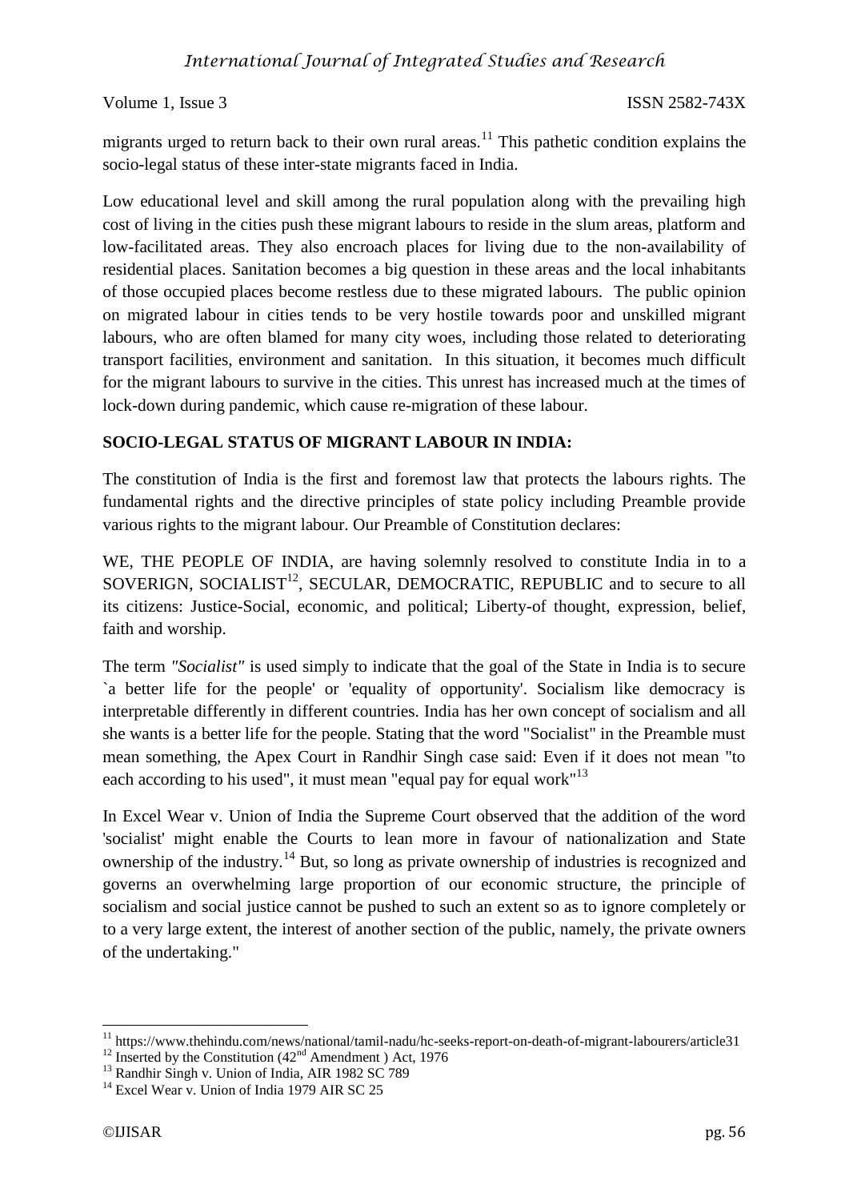migrants urged to return back to their own rural areas.[11] This pathetic condition explains the socio-legal status of these inter-state migrants faced in India.

Low educational level and skill among the rural population along with the prevailing high cost of living in the cities push these migrant labours to reside in the slum areas, platform and low-facilitated areas. They also encroach places for living due to the non-availability of residential places. Sanitation becomes a big question in these areas and the local inhabitants of those occupied places become restless due to these migrated labours. The public opinion on migrated labour in cities tends to be very hostile towards poor and unskilled migrant labours, who are often blamed for many city woes, including those related to deteriorating transport facilities, environment and sanitation. In this situation, it becomes much difficult for the migrant labours to survive in the cities. This unrest has increased much at the times of lock-down during pandemic, which cause re-migration of these labour.

**SOCIO-LEGAL STATUS OF MIGRANT LABOUR IN INDIA:**

The constitution of India is the first and foremost law that protects the labours rights. The fundamental rights and the directive principles of state policy including Preamble provide various rights to the migrant labour. Our Preamble of Constitution declares:

WE, THE PEOPLE OF INDIA, are having solemnly resolved to constitute India in to a SOVERIGN, SOCIALIST[12], SECULAR, DEMOCRATIC, REPUBLIC and to secure to all its citizens: Justice-Social, economic, and political; Liberty-of thought, expression, belief, faith and worship.

The term *"Socialist"* is used simply to indicate that the goal of the State in India is to secure `a better life for the people' or 'equality of opportunity'. Socialism like democracy is interpretable differently in different countries. India has her own concept of socialism and all she wants is a better life for the people. Stating that the word "Socialist" in the Preamble must mean something, the Apex Court in Randhir Singh case said: Even if it does not mean "to each according to his used", it must mean "equal pay for equal work"[13]

In Excel Wear v. Union of India the Supreme Court observed that the addition of the word 'socialist' might enable the Courts to lean more in favour of nationalization and State ownership of the industry.[14] But, so long as private ownership of industries is recognized and governs an overwhelming large proportion of our economic structure, the principle of socialism and social justice cannot be pushed to such an extent so as to ignore completely or to a very large extent, the interest of another section of the public, namely, the private owners of the undertaking."

---

[11] https://www.thehindu.com/news/national/tamil-nadu/hc-seeks-report-on-death-of-migrant-labourers/article31

[12] Inserted by the Constitution (42nd Amendment ) Act, 1976

[13] Randhir Singh v. Union of India, AIR 1982 SC 789

[14] Excel Wear v. Union of India 1979 AIR SC 25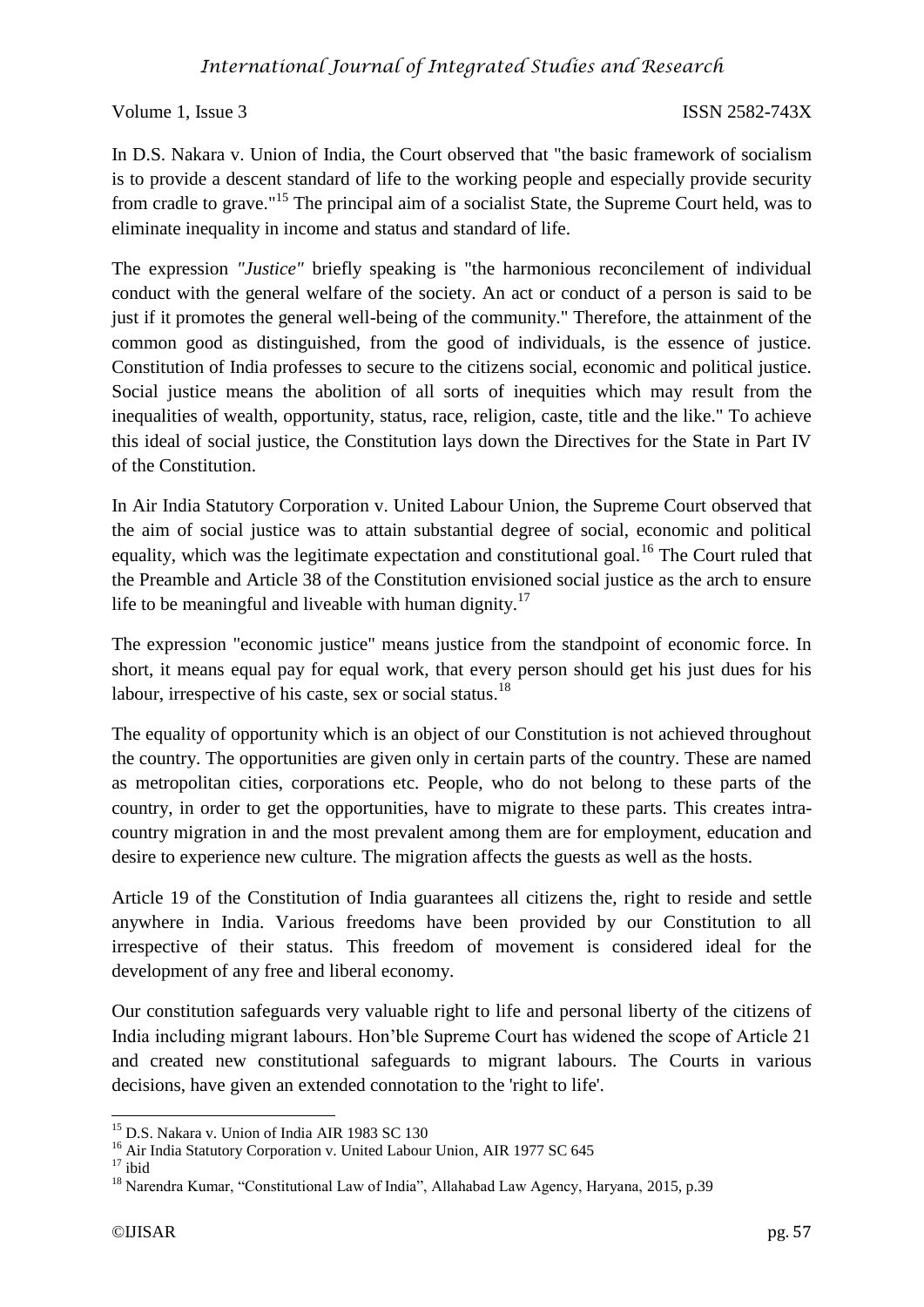In D.S. Nakara v. Union of India, the Court observed that "the basic framework of socialism is to provide a descent standard of life to the working people and especially provide security from cradle to grave."[15] The principal aim of a socialist State, the Supreme Court held, was to eliminate inequality in income and status and standard of life.

The expression *"Justice"* briefly speaking is "the harmonious reconcilement of individual conduct with the general welfare of the society. An act or conduct of a person is said to be just if it promotes the general well-being of the community." Therefore, the attainment of the common good as distinguished, from the good of individuals, is the essence of justice. Constitution of India professes to secure to the citizens social, economic and political justice. Social justice means the abolition of all sorts of inequities which may result from the inequalities of wealth, opportunity, status, race, religion, caste, title and the like." To achieve this ideal of social justice, the Constitution lays down the Directives for the State in Part IV of the Constitution.

In Air India Statutory Corporation v. United Labour Union, the Supreme Court observed that the aim of social justice was to attain substantial degree of social, economic and political equality, which was the legitimate expectation and constitutional goal.[16] The Court ruled that the Preamble and Article 38 of the Constitution envisioned social justice as the arch to ensure life to be meaningful and liveable with human dignity.[17]

The expression "economic justice" means justice from the standpoint of economic force. In short, it means equal pay for equal work, that every person should get his just dues for his labour, irrespective of his caste, sex or social status.[18]

The equality of opportunity which is an object of our Constitution is not achieved throughout the country. The opportunities are given only in certain parts of the country. These are named as metropolitan cities, corporations etc. People, who do not belong to these parts of the country, in order to get the opportunities, have to migrate to these parts. This creates intra-country migration in and the most prevalent among them are for employment, education and desire to experience new culture. The migration affects the guests as well as the hosts.

Article 19 of the Constitution of India guarantees all citizens the, right to reside and settle anywhere in India. Various freedoms have been provided by our Constitution to all irrespective of their status. This freedom of movement is considered ideal for the development of any free and liberal economy.

Our constitution safeguards very valuable right to life and personal liberty of the citizens of India including migrant labours. Hon'ble Supreme Court has widened the scope of Article 21 and created new constitutional safeguards to migrant labours. The Courts in various decisions, have given an extended connotation to the 'right to life'.

---

[15] D.S. Nakara v. Union of India AIR 1983 SC 130

[16] Air India Statutory Corporation v. United Labour Union, AIR 1977 SC 645

[17] ibid

[18] Narendra Kumar, "Constitutional Law of India", Allahabad Law Agency, Haryana, 2015, p.39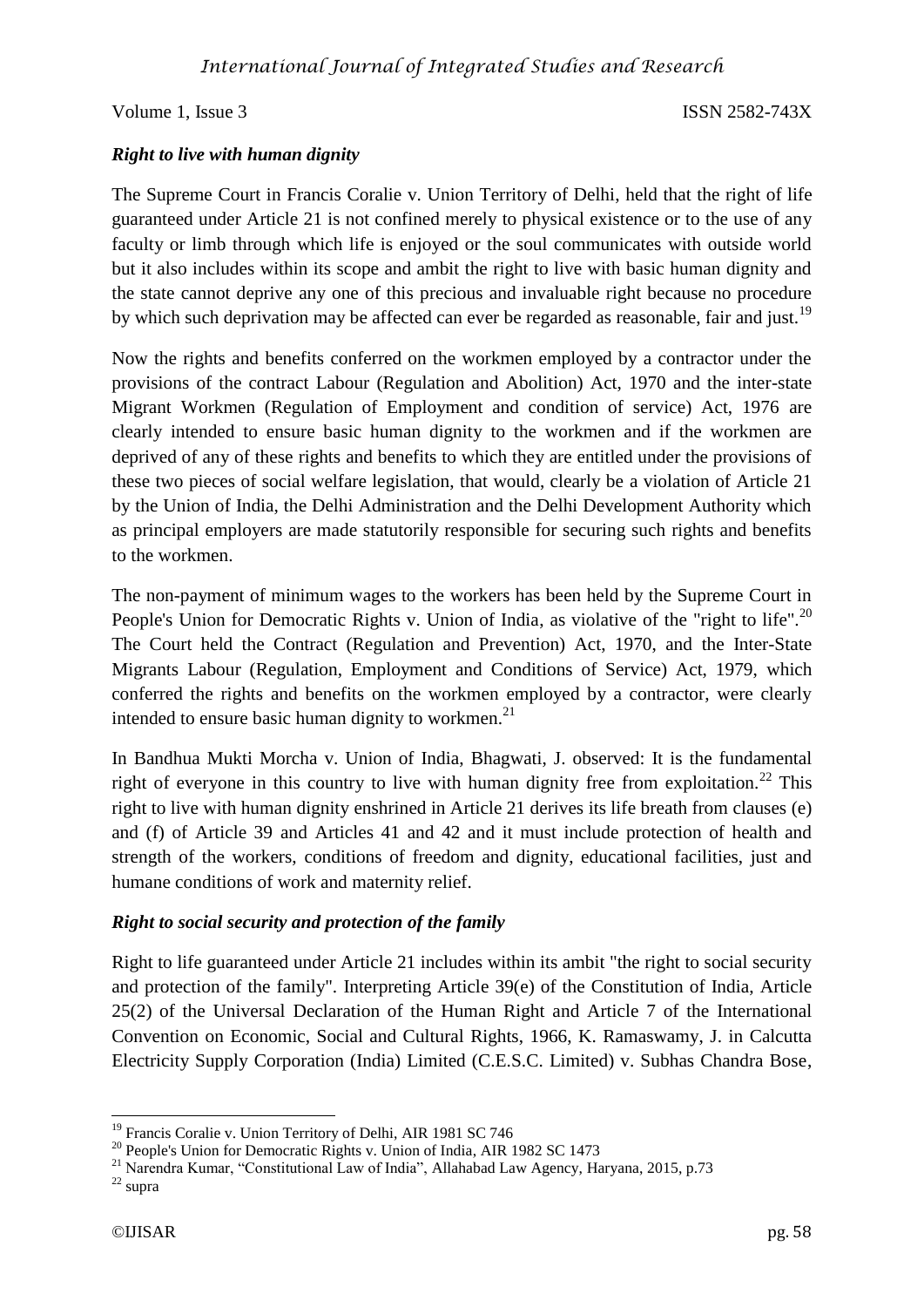### *Right to live with human dignity*

The Supreme Court in Francis Coralie v. Union Territory of Delhi, held that the right of life guaranteed under Article 21 is not confined merely to physical existence or to the use of any faculty or limb through which life is enjoyed or the soul communicates with outside world but it also includes within its scope and ambit the right to live with basic human dignity and the state cannot deprive any one of this precious and invaluable right because no procedure by which such deprivation may be affected can ever be regarded as reasonable, fair and just.[19]

Now the rights and benefits conferred on the workmen employed by a contractor under the provisions of the contract Labour (Regulation and Abolition) Act, 1970 and the inter-state Migrant Workmen (Regulation of Employment and condition of service) Act, 1976 are clearly intended to ensure basic human dignity to the workmen and if the workmen are deprived of any of these rights and benefits to which they are entitled under the provisions of these two pieces of social welfare legislation, that would, clearly be a violation of Article 21 by the Union of India, the Delhi Administration and the Delhi Development Authority which as principal employers are made statutorily responsible for securing such rights and benefits to the workmen.

The non-payment of minimum wages to the workers has been held by the Supreme Court in People's Union for Democratic Rights v. Union of India, as violative of the "right to life".[20] The Court held the Contract (Regulation and Prevention) Act, 1970, and the Inter-State Migrants Labour (Regulation, Employment and Conditions of Service) Act, 1979, which conferred the rights and benefits on the workmen employed by a contractor, were clearly intended to ensure basic human dignity to workmen.[21]

In Bandhua Mukti Morcha v. Union of India, Bhagwati, J. observed: It is the fundamental right of everyone in this country to live with human dignity free from exploitation.[22] This right to live with human dignity enshrined in Article 21 derives its life breath from clauses (e) and (f) of Article 39 and Articles 41 and 42 and it must include protection of health and strength of the workers, conditions of freedom and dignity, educational facilities, just and humane conditions of work and maternity relief.

### *Right to social security and protection of the family*

Right to life guaranteed under Article 21 includes within its ambit "the right to social security and protection of the family". Interpreting Article 39(e) of the Constitution of India, Article 25(2) of the Universal Declaration of the Human Right and Article 7 of the International Convention on Economic, Social and Cultural Rights, 1966, K. Ramaswamy, J. in Calcutta Electricity Supply Corporation (India) Limited (C.E.S.C. Limited) v. Subhas Chandra Bose,

---

[19] Francis Coralie v. Union Territory of Delhi, AIR 1981 SC 746

[20] People's Union for Democratic Rights v. Union of India, AIR 1982 SC 1473

[21] Narendra Kumar, "Constitutional Law of India", Allahabad Law Agency, Haryana, 2015, p.73

[22] supra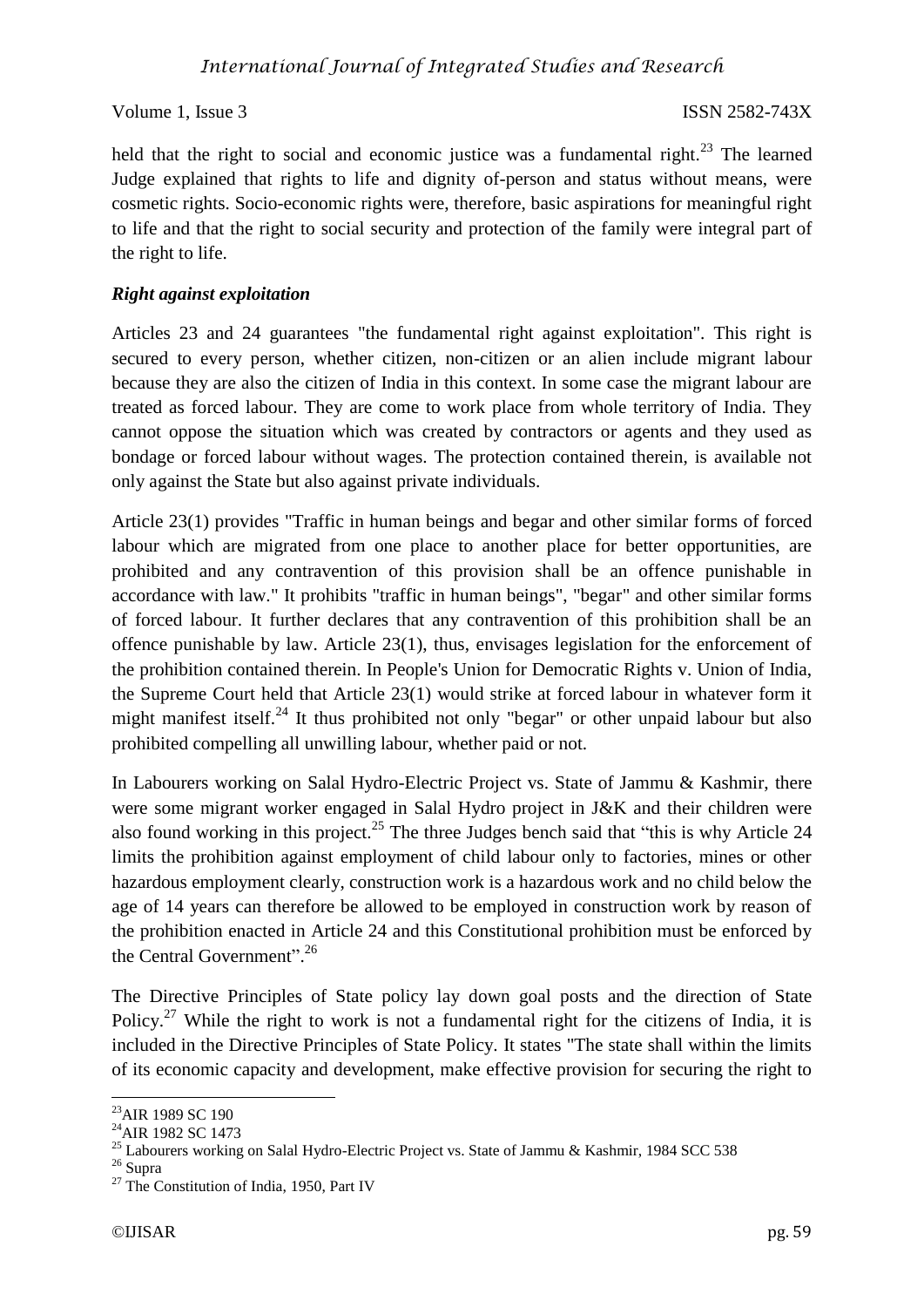held that the right to social and economic justice was a fundamental right.[23] The learned Judge explained that rights to life and dignity of-person and status without means, were cosmetic rights. Socio-economic rights were, therefore, basic aspirations for meaningful right to life and that the right to social security and protection of the family were integral part of the right to life.

***Right against exploitation***

Articles 23 and 24 guarantees "the fundamental right against exploitation". This right is secured to every person, whether citizen, non-citizen or an alien include migrant labour because they are also the citizen of India in this context. In some case the migrant labour are treated as forced labour. They are come to work place from whole territory of India. They cannot oppose the situation which was created by contractors or agents and they used as bondage or forced labour without wages. The protection contained therein, is available not only against the State but also against private individuals.

Article 23(1) provides "Traffic in human beings and begar and other similar forms of forced labour which are migrated from one place to another place for better opportunities, are prohibited and any contravention of this provision shall be an offence punishable in accordance with law." It prohibits "traffic in human beings", "begar" and other similar forms of forced labour. It further declares that any contravention of this prohibition shall be an offence punishable by law. Article 23(1), thus, envisages legislation for the enforcement of the prohibition contained therein. In People's Union for Democratic Rights v. Union of India, the Supreme Court held that Article 23(1) would strike at forced labour in whatever form it might manifest itself.[24] It thus prohibited not only "begar" or other unpaid labour but also prohibited compelling all unwilling labour, whether paid or not.

In Labourers working on Salal Hydro-Electric Project vs. State of Jammu & Kashmir, there were some migrant worker engaged in Salal Hydro project in J&K and their children were also found working in this project.[25] The three Judges bench said that "this is why Article 24 limits the prohibition against employment of child labour only to factories, mines or other hazardous employment clearly, construction work is a hazardous work and no child below the age of 14 years can therefore be allowed to be employed in construction work by reason of the prohibition enacted in Article 24 and this Constitutional prohibition must be enforced by the Central Government".[26]

The Directive Principles of State policy lay down goal posts and the direction of State Policy.[27] While the right to work is not a fundamental right for the citizens of India, it is included in the Directive Principles of State Policy. It states "The state shall within the limits of its economic capacity and development, make effective provision for securing the right to

---

[23] AIR 1989 SC 190

[24] AIR 1982 SC 1473

[25] Labourers working on Salal Hydro-Electric Project vs. State of Jammu & Kashmir, 1984 SCC 538

[26] Supra

[27] The Constitution of India, 1950, Part IV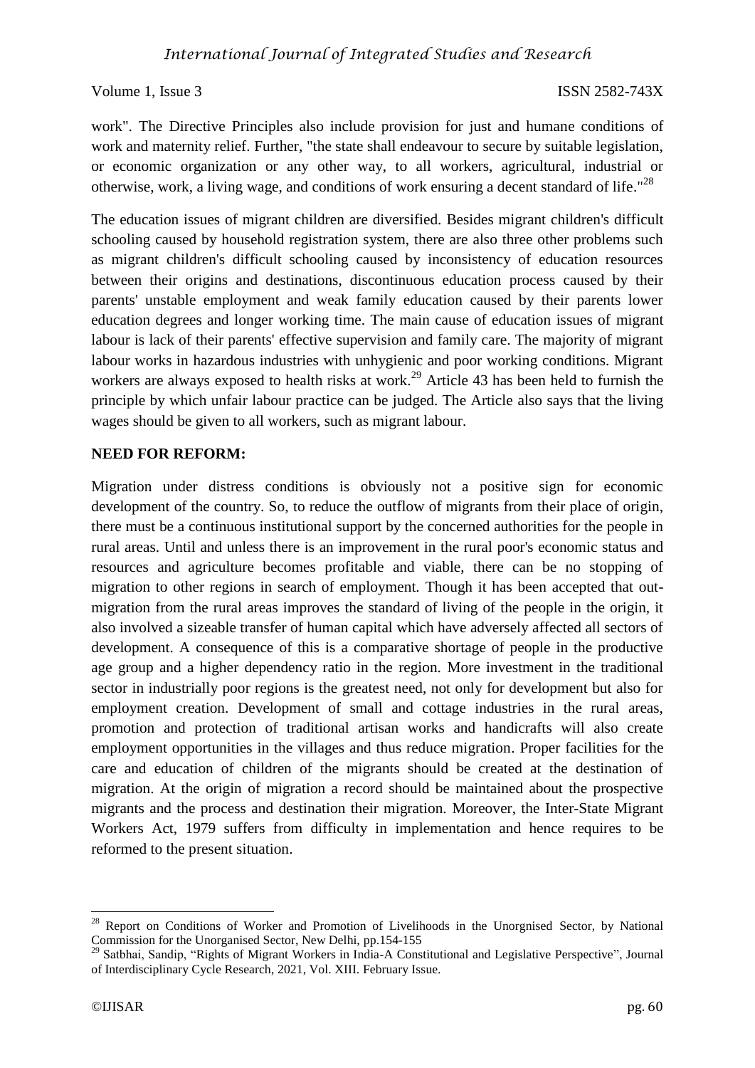work". The Directive Principles also include provision for just and humane conditions of work and maternity relief. Further, "the state shall endeavour to secure by suitable legislation, or economic organization or any other way, to all workers, agricultural, industrial or otherwise, work, a living wage, and conditions of work ensuring a decent standard of life."[28]

The education issues of migrant children are diversified. Besides migrant children's difficult schooling caused by household registration system, there are also three other problems such as migrant children's difficult schooling caused by inconsistency of education resources between their origins and destinations, discontinuous education process caused by their parents' unstable employment and weak family education caused by their parents lower education degrees and longer working time. The main cause of education issues of migrant labour is lack of their parents' effective supervision and family care. The majority of migrant labour works in hazardous industries with unhygienic and poor working conditions. Migrant workers are always exposed to health risks at work.[29] Article 43 has been held to furnish the principle by which unfair labour practice can be judged. The Article also says that the living wages should be given to all workers, such as migrant labour.

**NEED FOR REFORM:**

Migration under distress conditions is obviously not a positive sign for economic development of the country. So, to reduce the outflow of migrants from their place of origin, there must be a continuous institutional support by the concerned authorities for the people in rural areas. Until and unless there is an improvement in the rural poor's economic status and resources and agriculture becomes profitable and viable, there can be no stopping of migration to other regions in search of employment. Though it has been accepted that out-migration from the rural areas improves the standard of living of the people in the origin, it also involved a sizeable transfer of human capital which have adversely affected all sectors of development. A consequence of this is a comparative shortage of people in the productive age group and a higher dependency ratio in the region. More investment in the traditional sector in industrially poor regions is the greatest need, not only for development but also for employment creation. Development of small and cottage industries in the rural areas, promotion and protection of traditional artisan works and handicrafts will also create employment opportunities in the villages and thus reduce migration. Proper facilities for the care and education of children of the migrants should be created at the destination of migration. At the origin of migration a record should be maintained about the prospective migrants and the process and destination their migration. Moreover, the Inter-State Migrant Workers Act, 1979 suffers from difficulty in implementation and hence requires to be reformed to the present situation.

---

[28] Report on Conditions of Worker and Promotion of Livelihoods in the Unorgnised Sector, by National Commission for the Unorganised Sector, New Delhi, pp.154-155

[29] Satbhai, Sandip, "Rights of Migrant Workers in India-A Constitutional and Legislative Perspective", Journal of Interdisciplinary Cycle Research, 2021, Vol. XIII. February Issue.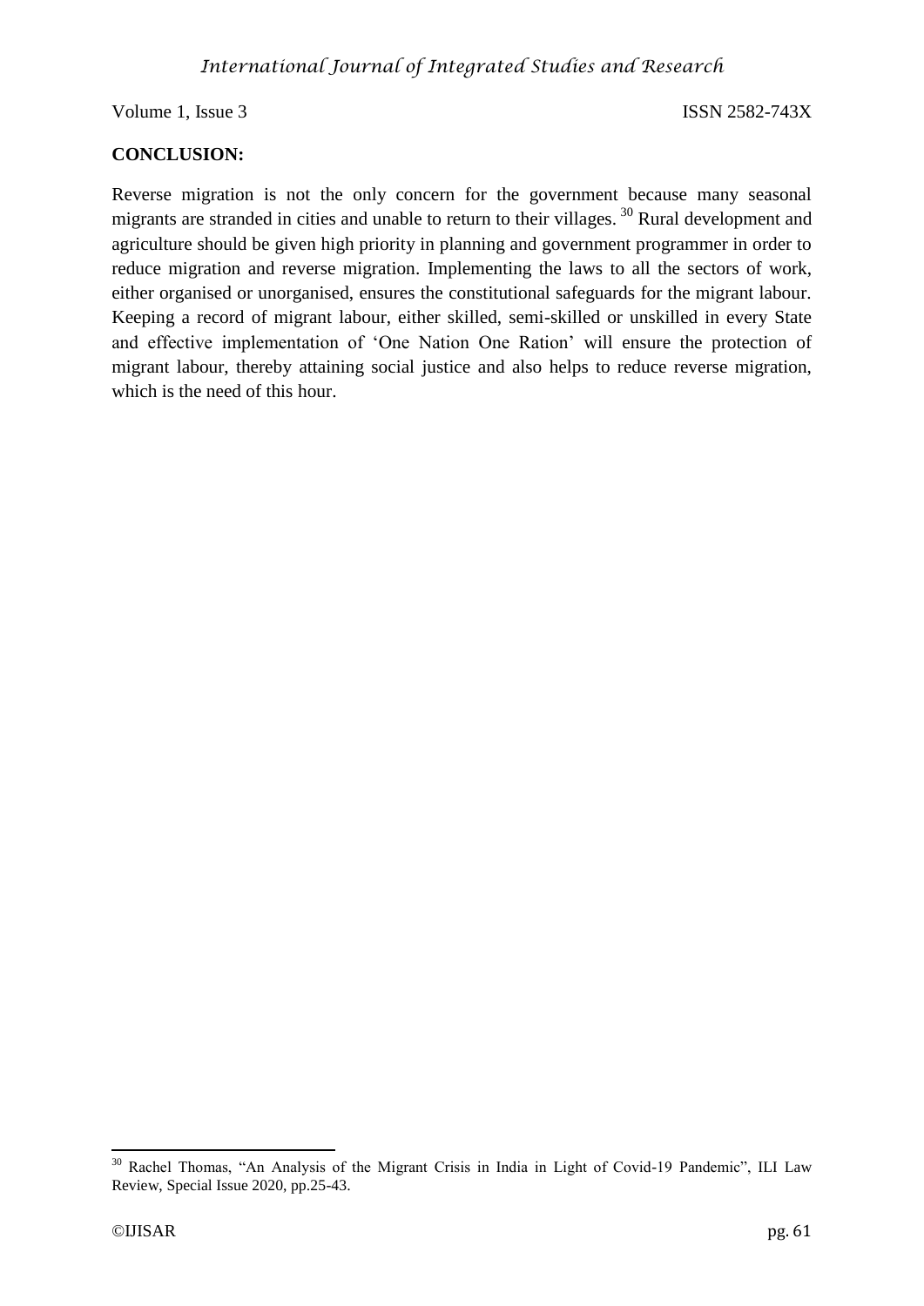**CONCLUSION:**

Reverse migration is not the only concern for the government because many seasonal migrants are stranded in cities and unable to return to their villages. [30] Rural development and agriculture should be given high priority in planning and government programmer in order to reduce migration and reverse migration. Implementing the laws to all the sectors of work, either organised or unorganised, ensures the constitutional safeguards for the migrant labour. Keeping a record of migrant labour, either skilled, semi-skilled or unskilled in every State and effective implementation of 'One Nation One Ration' will ensure the protection of migrant labour, thereby attaining social justice and also helps to reduce reverse migration, which is the need of this hour.

---

[30] Rachel Thomas, "An Analysis of the Migrant Crisis in India in Light of Covid-19 Pandemic", ILI Law Review, Special Issue 2020, pp.25-43.